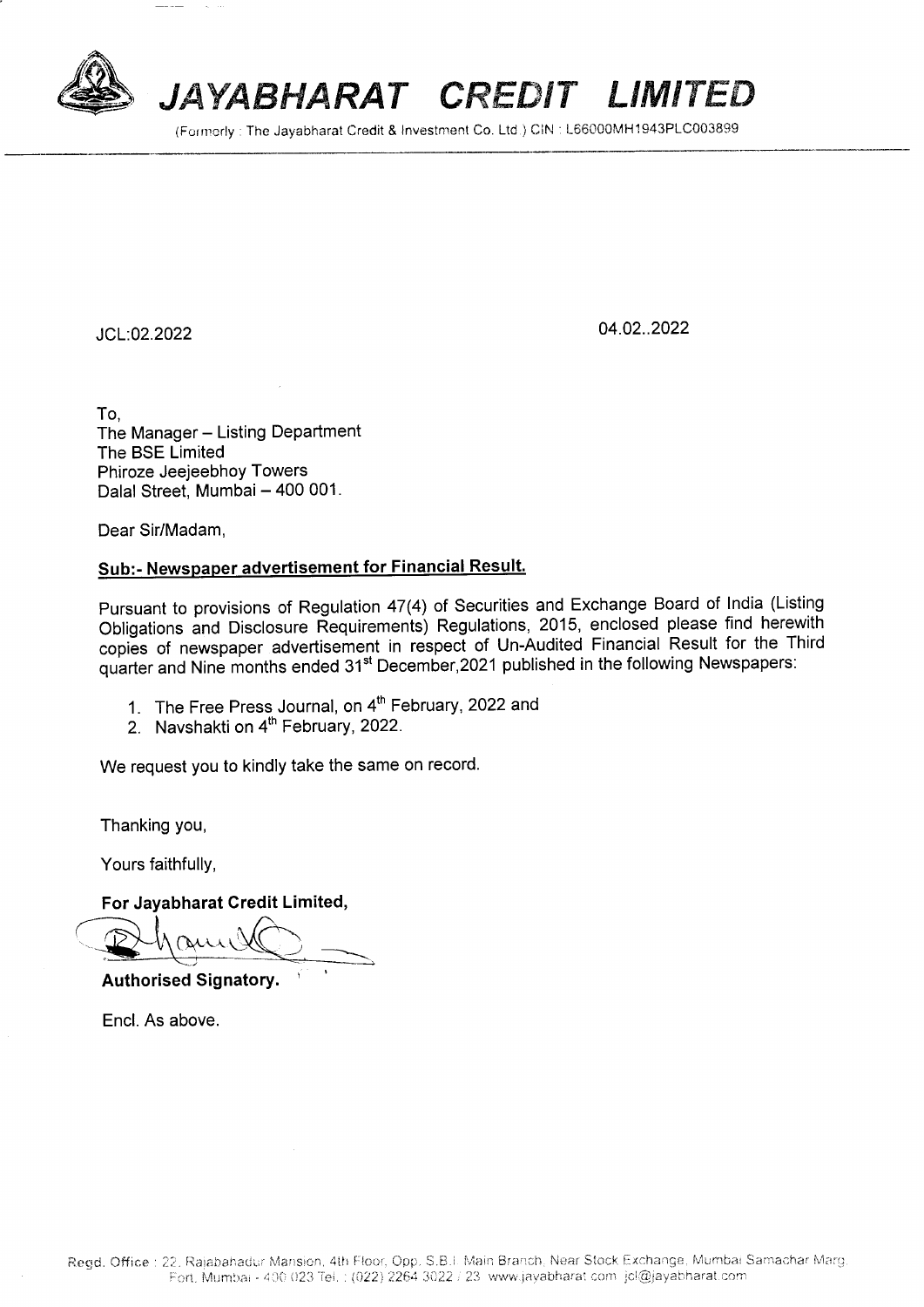# JAYABHARAT CREDIT LIMITED

(Formerly : The Jayabharat Credit & Investment Co. Ltd.) CIN : L66000MH1943PLC003899

JCL:02.2022

04.02..2022

To,
The Manager – Listing Department
The BSE Limited
Phiroze Jeejeebhoy Towers
Dalal Street, Mumbai – 400 001.

Dear Sir/Madam,

**Sub:- Newspaper advertisement for Financial Result.**

Pursuant to provisions of Regulation 47(4) of Securities and Exchange Board of India (Listing Obligations and Disclosure Requirements) Regulations, 2015, enclosed please find herewith copies of newspaper advertisement in respect of Un-Audited Financial Result for the Third quarter and Nine months ended 31st December,2021 published in the following Newspapers:

1. The Free Press Journal, on 4th February, 2022 and
2. Navshakti on 4th February, 2022.

We request you to kindly take the same on record.

Thanking you,

Yours faithfully,

**For Jayabharat Credit Limited,**

**Authorised Signatory.**

Encl. As above.

Regd. Office : 22, Rajabahadur Mansion, 4th Floor, Opp. S.B.I. Main Branch, Near Stock Exchange, Mumbai Samachar Marg, Fort, Mumbai - 400 023 Tel. : (022) 2264 3022 / 23 www.jayabharat.com jcl@jayabharat.com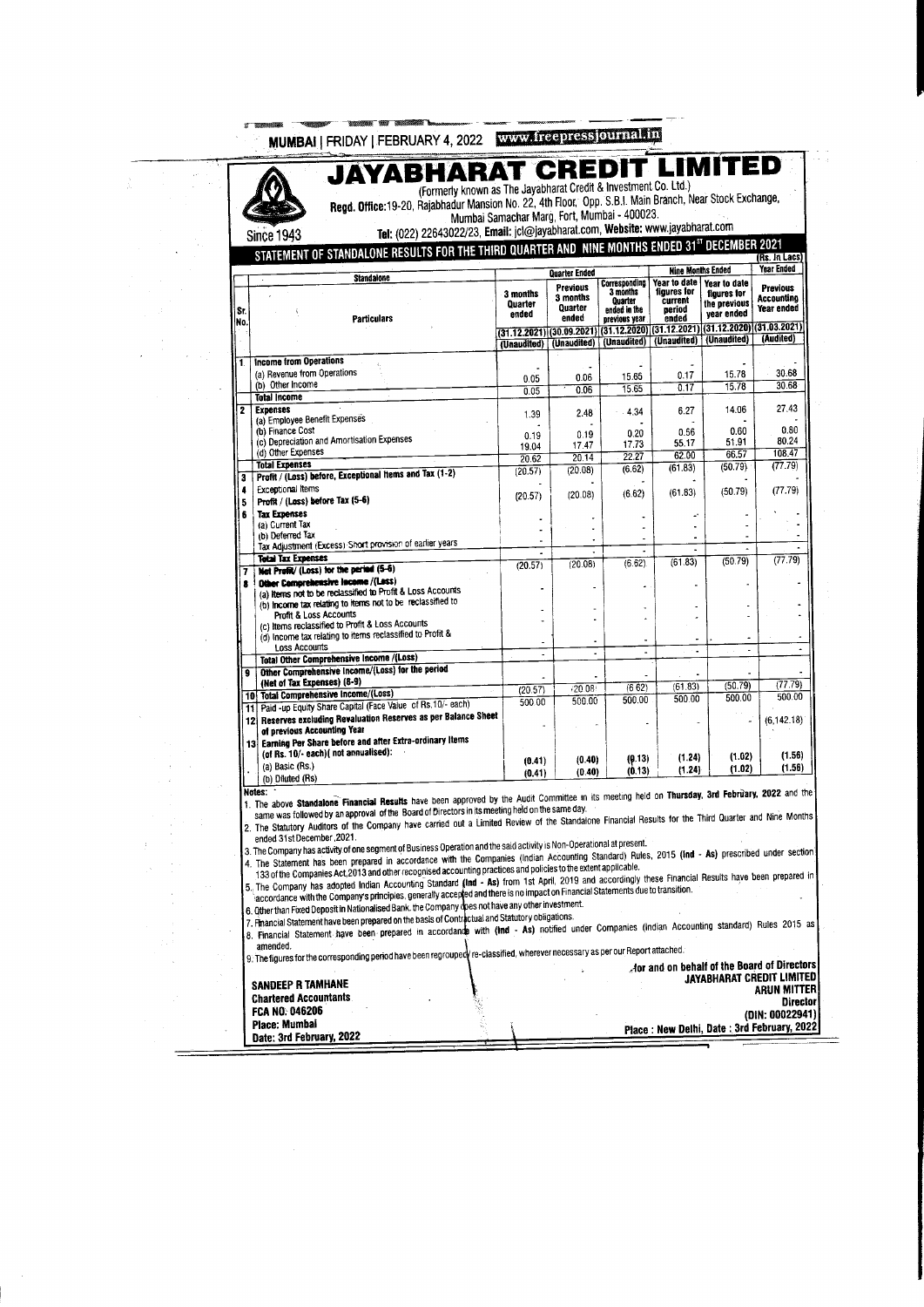MUMBAI | FRIDAY | FEBRUARY 4, 2022 www.freepressjournal.in

# JAYABHARAT CREDIT LIMITED

(Formerly known as The Jayabharat Credit & Investment Co. Ltd.)

**Regd. Office:** 19-20, Rajabhadur Mansion No. 22, 4th Floor, Opp. S.B.I. Main Branch, Near Stock Exchange, Mumbai Samachar Marg, Fort, Mumbai - 400023.

Since 1943

**Tel:** (022) 22643022/23, **Email:** jcl@jayabharat.com, **Website:** www.jayabharat.com

## STATEMENT OF STANDALONE RESULTS FOR THE THIRD QUARTER AND NINE MONTHS ENDED 31ST DECEMBER 2021

(Rs. In Lacs)

| Sr. No. | Standalone / Particulars | Quarter Ended | | | Nine Months Ended | | Year Ended |
|---|---|---|---|---|---|---|---|
| | | 3 months Quarter ended | Previous 3 months Quarter ended | Corresponding 3 months Quarter ended in the previous year | Year to date figures for current period ended | Year to date figures for the previous year ended | Previous Accounting Year ended |
| | | (31.12.2021) | (30.09.2021) | (31.12.2020) | (31.12.2021) | (31.12.2020) | (31.03.2021) |
| | | (Unaudited) | (Unaudited) | (Unaudited) | (Unaudited) | (Unaudited) | (Audited) |
| 1 | **Income from Operations** | | | | | | |
| | (a) Revenue from Operations | - | - | - | - | - | - |
| | (b) Other Income | 0.05 | 0.06 | 15.65 | 0.17 | 15.78 | 30.68 |
| | **Total Income** | 0.05 | 0.06 | 15.65 | 0.17 | 15.78 | 30.68 |
| 2 | **Expenses** | | | | | | |
| | (a) Employee Benefit Expenses | 1.39 | 2.48 | 4.34 | 6.27 | 14.06 | 27.43 |
| | (b) Finance Cost | - | - | - | - | - | - |
| | (c) Depreciation and Amortisation Expenses | 0.19 | 0.19 | 0.20 | 0.56 | 0.60 | 0.80 |
| | (d) Other Expenses | 19.04 | 17.47 | 17.73 | 55.17 | 51.91 | 80.24 |
| | **Total Expenses** | 20.62 | 20.14 | 22.27 | 62.00 | 66.57 | 108.47 |
| 3 | **Profit / (Loss) before, Exceptional Items and Tax (1-2)** | (20.57) | (20.08) | (6.62) | (61.83) | (50.79) | (77.79) |
| 4 | Exceptional Items | - | - | - | - | - | - |
| 5 | **Profit / (Loss) before Tax (5-6)** | (20.57) | (20.08) | (6.62) | (61.83) | (50.79) | (77.79) |
| 6 | **Tax Expenses** | | | | | | |
| | (a) Current Tax | - | - | - | - | - | - |
| | (b) Deferred Tax | - | - | - | - | - | - |
| | Tax Adjustment (Excess)/ Short provision of earlier years | - | - | - | - | - | - |
| | **Total Tax Expenses** | - | - | - | - | - | - |
| 7 | **Net Profit/ (Loss) for the period (5-6)** | (20.57) | (20.08) | (6.62) | (61.83) | (50.79) | (77.79) |
| 8 | **Other Comprehensive Income /(Loss)** | | | | | | |
| | (a) Items not to be reclassified to Profit & Loss Accounts | - | - | - | - | - | - |
| | (b) Income tax relating to items not to be reclassified to Profit & Loss Accounts | - | - | - | - | - | - |
| | (c) Items reclassified to Profit & Loss Accounts | - | - | - | - | - | - |
| | (d) Income tax relating to items reclassified to Profit & Loss Accounts | - | - | - | - | - | - |
| | **Total Other Comprehensive Income /(Loss)** | - | - | - | - | - | - |
| 9 | **Other Comprehensive Income/(Loss) for the period (Net of Tax Expenses) (8-9)** | - | - | - | - | - | - |
| 10 | **Total Comprehensive Income/(Loss)** | (20.57) | (20.08) | (6.62) | (61.83) | (50.79) | (77.79) |
| 11 | Paid -up Equity Share Capital (Face Value of Rs.10/- each) | 500.00 | 500.00 | 500.00 | 500.00 | 500.00 | 500.00 |
| 12 | **Reserves excluding Revaluation Reserves as per Balance Sheet of previous Accounting Year** | - | - | - | - | - | (6,142.18) |
| 13 | **Earning Per Share before and after Extra-ordinary Items (of Rs. 10/- each)( not annualised):** | | | | | | |
| | (a) Basic (Rs.) | (0.41) | (0.40) | (0.13) | (1.24) | (1.02) | (1.56) |
| | (b) Diluted (Rs) | (0.41) | (0.40) | (0.13) | (1.24) | (1.02) | (1.56) |

**Notes:**

1. The above **Standalone Financial Results** have been approved by the Audit Committee in its meeting held on **Thursday, 3rd February, 2022** and the same was followed by an approval of the Board of Directors in its meeting held on the same day.
2. The Statutory Auditors of the Company have carried out a Limited Review of the Standalone Financial Results for the Third Quarter and Nine Months ended 31st December ,2021.
3. The Company has activity of one segment of Business Operation and the said activity is Non-Operational at present.
4. The Statement has been prepared in accordance with the Companies (Indian Accounting Standard) Rules, 2015 (**Ind - As**) prescribed under section 133 of the Companies Act,2013 and other recognised accounting practices and policies to the extent applicable.
5. The Company has adopted Indian Accounting Standard (**Ind - As**) from 1st April, 2019 and accordingly these Financial Results have been prepared in accordance with the Company's principles, generally accepted and there is no impact on Financial Statements due to transition.
6. Other than Fixed Deposit in Nationalised Bank. the Company does not have any other investment.
7. Financial Statement have been prepared on the basis of Contractual and Statutory obligations.
8. Financial Statement have been prepared in accordance with (**Ind - As**) notified under Companies (Indian Accounting standard) Rules 2015 as amended.
9. The figures for the corresponding period have been regrouped/ re-classified, wherever necessary as per our Report attached.

**SANDEEP R TAMHANE**
**Chartered Accountants**
**FCA NO: 046206**
**Place: Mumbai**
**Date: 3rd February, 2022**

**for and on behalf of the Board of Directors**
**JAYABHARAT CREDIT LIMITED**
**ARUN MITTER**
**Director**
**(DIN: 00022941)**
**Place : New Delhi, Date : 3rd February, 2022**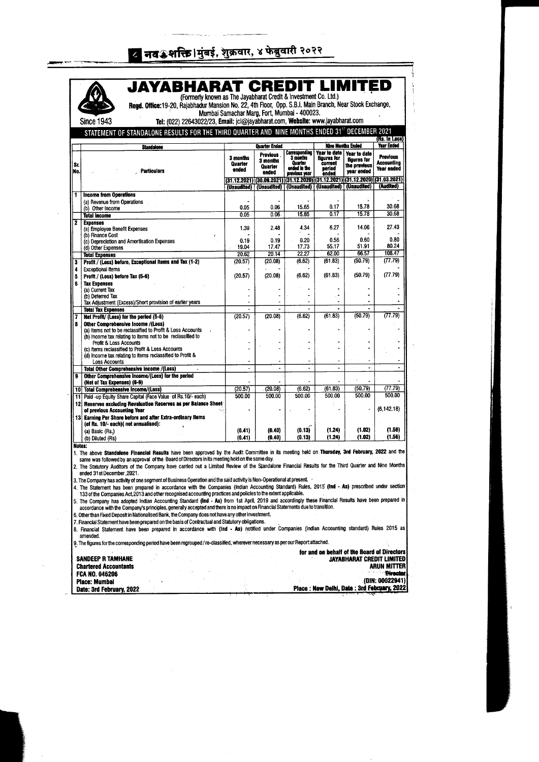नवशक्ति | मुंबई, शुक्रवार, ४ फेब्रुवारी २०२२

# JAYABHARAT CREDIT LIMITED

(Formerly known as The Jayabharat Credit & Investment Co. Ltd.)

**Regd. Office:** 19-20, Rajabhadur Mansion No. 22, 4th Floor, Opp. S.B.I. Main Branch, Near Stock Exchange, Mumbai Samachar Marg, Fort, Mumbai - 400023.

Since 1943

**Tel:** (022) 22643022/23, **Email:** jcl@jayabharat.com, **Website:** www.jayabharat.com

## STATEMENT OF STANDALONE RESULTS FOR THE THIRD QUARTER AND NINE MONTHS ENDED 31ST DECEMBER 2021

(Rs. In Lacs)

| Sr. No. | Standalone / Particulars | Quarter Ended | | | Nine Months Ended | | Year Ended |
|---|---|---|---|---|---|---|---|
| | | 3 months Quarter ended | Previous 3 months Quarter ended | Corresponding 3 months Quarter ended in the previous year | Year to date figures for current period ended | Year to date figures for the previous year ended | Previous Accounting Year ended |
| | | (31.12.2021) (Unaudited) | (30.09.2021) (Unaudited) | (31.12.2020) (Unaudited) | (31.12.2021) (Unaudited) | (31.12.2020) (Unaudited) | (31.03.2021) (Audited) |
| 1 | **Income from Operations** | | | | | | |
| | (a) Revenue from Operations | - | - | - | - | - | - |
| | (b) Other Income | 0.05 | 0.06 | 15.65 | 0.17 | 15.78 | 30.68 |
| | **Total Income** | 0.05 | 0.06 | 15.65 | 0.17 | 15.78 | 30.68 |
| 2 | **Expenses** | | | | | | |
| | (a) Employee Benefit Expenses | 1.39 | 2.48 | 4.34 | 6.27 | 14.06 | 27.43 |
| | (b) Finance Cost | - | - | - | - | - | - |
| | (c) Depreciation and Amortisation Expenses | 0.19 | 0.19 | 0.20 | 0.56 | 0.60 | 0.80 |
| | (d) Other Expenses | 19.04 | 17.47 | 17.73 | 55.17 | 51.91 | 80.24 |
| | **Total Expenses** | 20.62 | 20.14 | 22.27 | 62.00 | 66.57 | 108.47 |
| 3 | **Profit / (Loss) before, Exceptional Items and Tax (1-2)** | (20.57) | (20.08) | (6.62) | (61.83) | (50.79) | (77.79) |
| 4 | Exceptional Items | - | - | - | - | - | - |
| 5 | **Profit / (Loss) before Tax (5-6)** | (20.57) | (20.08) | (6.62) | (61.83) | (50.79) | (77.79) |
| 6 | **Tax Expenses** | | | | | | |
| | (a) Current Tax | - | - | - | - | - | - |
| | (b) Deferred Tax | - | - | - | - | - | - |
| | Tax Adjustment (Excess)/Short provision of earlier years | - | - | - | - | - | - |
| | **Total Tax Expenses** | - | - | - | - | - | - |
| 7 | **Net Profit/ (Loss) for the period (5-6)** | (20.57) | (20.08) | (6.62) | (61.83) | (50.79) | (77.79) |
| 8 | **Other Comprehensive Income /(Loss)** | | | | | | |
| | (a) Items not to be reclassified to Profit & Loss Accounts | - | - | - | - | - | - |
| | (b) Income tax relating to items not to be reclassified to Profit & Loss Accounts | - | - | - | - | - | - |
| | (c) Items reclassified to Profit & Loss Accounts | - | - | - | - | - | - |
| | (d) Income tax relating to items reclassified to Profit & Loss Accounts | - | - | - | - | - | - |
| | **Total Other Comprehensive Income /(Loss)** | - | - | - | - | - | - |
| 9 | **Other Comprehensive Income/(Loss) for the period (Net of Tax Expenses) (8-9)** | - | - | - | - | - | - |
| 10 | **Total Comprehensive Income/(Loss)** | (20.57) | (20.08) | (6.62) | (61.83) | (50.79) | (77.79) |
| 11 | Paid -up Equity Share Capital (Face Value of Rs.10/- each) | 500.00 | 500.00 | 500.00 | 500.00 | 500.00 | 500.00 |
| 12 | **Reserves excluding Revaluation Reserves as per Balance Sheet of previous Accounting Year** | - | - | - | - | - | (6,142.18) |
| 13 | **Earning Per Share before and after Extra-ordinary items (of Rs. 10/- each)( not annualised):** | | | | | | |
| | (a) Basic (Rs.) | (0.41) | (0.40) | (0.13) | (1.24) | (1.02) | (1.56) |
| | (b) Diluted (Rs) | (0.41) | (0.40) | (0.13) | (1.24) | (1.02) | (1.56) |

**Notes:**

1. The above **Standalone Financial Results** have been approved by the Audit Committee in its meeting held on **Thursday, 3rd February, 2022** and the same was followed by an approval of the Board of Directors in its meeting held on the same day.
2. The Statutory Auditors of the Company have carried out a Limited Review of the Standalone Financial Results for the Third Quarter and Nine Months ended 31st December ,2021.
3. The Company has activity of one segment of Business Operation and the said activity is Non-Operational at present.
4. The Statement has been prepared in accordance with the Companies (Indian Accounting Standard) Rules, 2015 **(Ind - As)** prescribed under section 133 of the Companies Act,2013 and other recognised accounting practices and policies to the extent applicable.
5. The Company has adopted Indian Accounting Standard **(Ind - As)** from 1st April, 2019 and accordingly these Financial Results have been prepared in accordance with the Company's principles, generally accepted and there is no impact on Financial Statements due to transition.
6. Other than Fixed Deposit in Nationalised Bank, the Company does not have any other investment.
7. Financial Statement have been prepared on the basis of Contractual and Statutory obligations.
8. Financial Statement have been prepared in accordance with **(Ind - As)** notified under Companies (Indian Accounting standard) Rules 2015 as amended.
9. The figures for the corresponding period have been regrouped / re-classified, wherever necessary as per our Report attached.

**SANDEEP R TAMHANE**
**Chartered Accountants**
**FCA NO. 046206**
**Place: Mumbai**
**Date: 3rd February, 2022**

**for and on behalf of the Board of Directors**
**JAYABHARAT CREDIT LIMITED**
**ARUN MITTER**
**Director**
**(DIN: 00022941)**
**Place : New Delhi, Date : 3rd February, 2022**